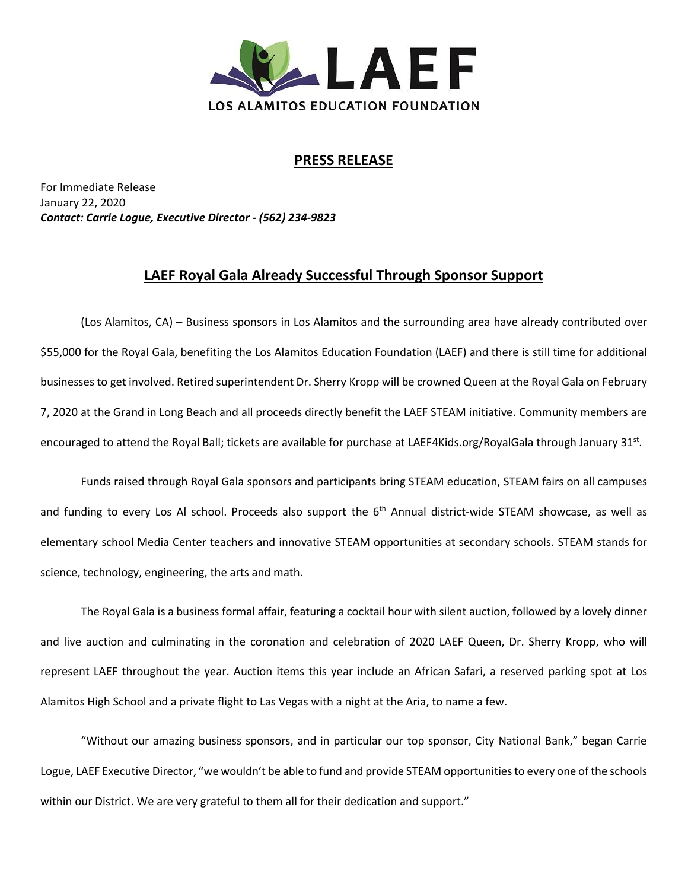LAEF

LOS ALAMITOS EDUCATION FOUNDATION

## PRESS RELEASE

For Immediate Release
January 22, 2020
***Contact: Carrie Logue, Executive Director - (562) 234-9823***

## LAEF Royal Gala Already Successful Through Sponsor Support

(Los Alamitos, CA) – Business sponsors in Los Alamitos and the surrounding area have already contributed over $55,000 for the Royal Gala, benefiting the Los Alamitos Education Foundation (LAEF) and there is still time for additional businesses to get involved. Retired superintendent Dr. Sherry Kropp will be crowned Queen at the Royal Gala on February 7, 2020 at the Grand in Long Beach and all proceeds directly benefit the LAEF STEAM initiative. Community members are encouraged to attend the Royal Ball; tickets are available for purchase at LAEF4Kids.org/RoyalGala through January 31st.

Funds raised through Royal Gala sponsors and participants bring STEAM education, STEAM fairs on all campuses and funding to every Los Al school. Proceeds also support the 6th Annual district-wide STEAM showcase, as well as elementary school Media Center teachers and innovative STEAM opportunities at secondary schools. STEAM stands for science, technology, engineering, the arts and math.

The Royal Gala is a business formal affair, featuring a cocktail hour with silent auction, followed by a lovely dinner and live auction and culminating in the coronation and celebration of 2020 LAEF Queen, Dr. Sherry Kropp, who will represent LAEF throughout the year. Auction items this year include an African Safari, a reserved parking spot at Los Alamitos High School and a private flight to Las Vegas with a night at the Aria, to name a few.

"Without our amazing business sponsors, and in particular our top sponsor, City National Bank," began Carrie Logue, LAEF Executive Director, "we wouldn't be able to fund and provide STEAM opportunities to every one of the schools within our District. We are very grateful to them all for their dedication and support."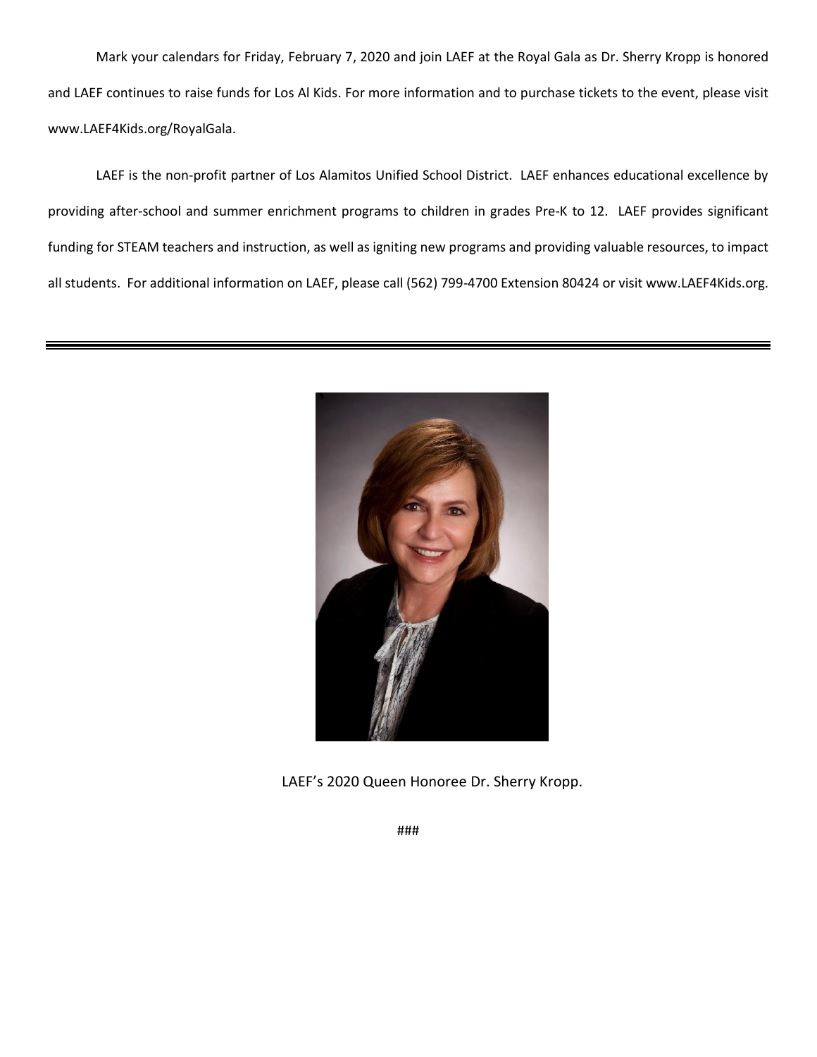Mark your calendars for Friday, February 7, 2020 and join LAEF at the Royal Gala as Dr. Sherry Kropp is honored and LAEF continues to raise funds for Los Al Kids. For more information and to purchase tickets to the event, please visit www.LAEF4Kids.org/RoyalGala.

LAEF is the non-profit partner of Los Alamitos Unified School District. LAEF enhances educational excellence by providing after-school and summer enrichment programs to children in grades Pre-K to 12. LAEF provides significant funding for STEAM teachers and instruction, as well as igniting new programs and providing valuable resources, to impact all students. For additional information on LAEF, please call (562) 799-4700 Extension 80424 or visit www.LAEF4Kids.org.

---

LAEF's 2020 Queen Honoree Dr. Sherry Kropp.

###